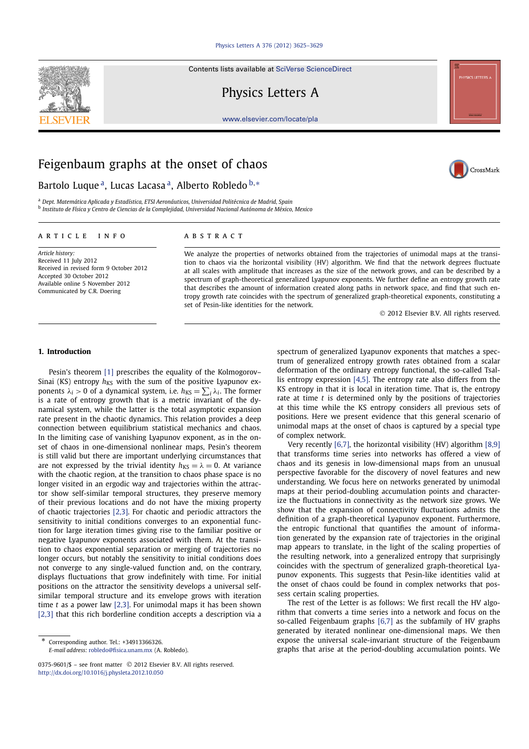# Feigenbaum graphs at the onset of chaos

Bartolo Luque [a], Lucas Lacasa [a], Alberto Robledo [b,*]

[a] Dept. Matemática Aplicada y Estadística, ETSI Aeronáuticos, Universidad Politécnica de Madrid, Spain
[b] Instituto de Física y Centro de Ciencias de la Complejidad, Universidad Nacional Autónoma de México, Mexico

**ARTICLE INFO**

*Article history:*
Received 11 July 2012
Received in revised form 9 October 2012
Accepted 30 October 2012
Available online 5 November 2012
Communicated by C.R. Doering

**ABSTRACT**

We analyze the properties of networks obtained from the trajectories of unimodal maps at the transition to chaos via the horizontal visibility (HV) algorithm. We find that the network degrees fluctuate at all scales with amplitude that increases as the size of the network grows, and can be described by a spectrum of graph-theoretical generalized Lyapunov exponents. We further define an entropy growth rate that describes the amount of information created along paths in network space, and find that such entropy growth rate coincides with the spectrum of generalized graph-theoretical exponents, constituting a set of Pesin-like identities for the network.

© 2012 Elsevier B.V. All rights reserved.

## 1. Introduction

Pesin's theorem [1] prescribes the equality of the Kolmogorov–Sinai (KS) entropy $h_{\mathrm{KS}}$ with the sum of the positive Lyapunov exponents $\lambda_i > 0$ of a dynamical system, i.e. $h_{\mathrm{KS}} = \sum_i \lambda_i$. The former is a rate of entropy growth that is a metric invariant of the dynamical system, while the latter is the total asymptotic expansion rate present in the chaotic dynamics. This relation provides a deep connection between equilibrium statistical mechanics and chaos. In the limiting case of vanishing Lyapunov exponent, as in the onset of chaos in one-dimensional nonlinear maps, Pesin's theorem is still valid but there are important underlying circumstances that are not expressed by the trivial identity $h_{\mathrm{KS}} = \lambda = 0$. At variance with the chaotic region, at the transition to chaos phase space is no longer visited in an ergodic way and trajectories within the attractor show self-similar temporal structures, they preserve memory of their previous locations and do not have the mixing property of chaotic trajectories [2,3]. For chaotic and periodic attractors the sensitivity to initial conditions converges to an exponential function for large iteration times giving rise to the familiar positive or negative Lyapunov exponents associated with them. At the transition to chaos exponential separation or merging of trajectories no longer occurs, but notably the sensitivity to initial conditions does not converge to any single-valued function and, on the contrary, displays fluctuations that grow indefinitely with time. For initial positions on the attractor the sensitivity develops a universal self-similar temporal structure and its envelope grows with iteration time $t$ as a power law [2,3]. For unimodal maps it has been shown [2,3] that this rich borderline condition accepts a description via a spectrum of generalized Lyapunov exponents that matches a spectrum of generalized entropy growth rates obtained from a scalar deformation of the ordinary entropy functional, the so-called Tsallis entropy expression [4,5]. The entropy rate also differs from the KS entropy in that it is local in iteration time. That is, the entropy rate at time $t$ is determined only by the positions of trajectories at this time while the KS entropy considers all previous sets of positions. Here we present evidence that this general scenario of unimodal maps at the onset of chaos is captured by a special type of complex network.

Very recently [6,7], the horizontal visibility (HV) algorithm [8,9] that transforms time series into networks has offered a view of chaos and its genesis in low-dimensional maps from an unusual perspective favorable for the discovery of novel features and new understanding. We focus here on networks generated by unimodal maps at their period-doubling accumulation points and characterize the fluctuations in connectivity as the network size grows. We show that the expansion of connectivity fluctuations admits the definition of a graph-theoretical Lyapunov exponent. Furthermore, the entropic functional that quantifies the amount of information generated by the expansion rate of trajectories in the original map appears to translate, in the light of the scaling properties of the resulting network, into a generalized entropy that surprisingly coincides with the spectrum of generalized graph-theoretical Lyapunov exponents. This suggests that Pesin-like identities valid at the onset of chaos could be found in complex networks that possess certain scaling properties.

The rest of the Letter is as follows: We first recall the HV algorithm that converts a time series into a network and focus on the so-called Feigenbaum graphs [6,7] as the subfamily of HV graphs generated by iterated nonlinear one-dimensional maps. We then expose the universal scale-invariant structure of the Feigenbaum graphs that arise at the period-doubling accumulation points. We

* Corresponding author. Tel.: +34913366326.
*E-mail address:* robledo@fisica.unam.mx (A. Robledo).

0375-9601/$ – see front matter © 2012 Elsevier B.V. All rights reserved.
http://dx.doi.org/10.1016/j.physleta.2012.10.050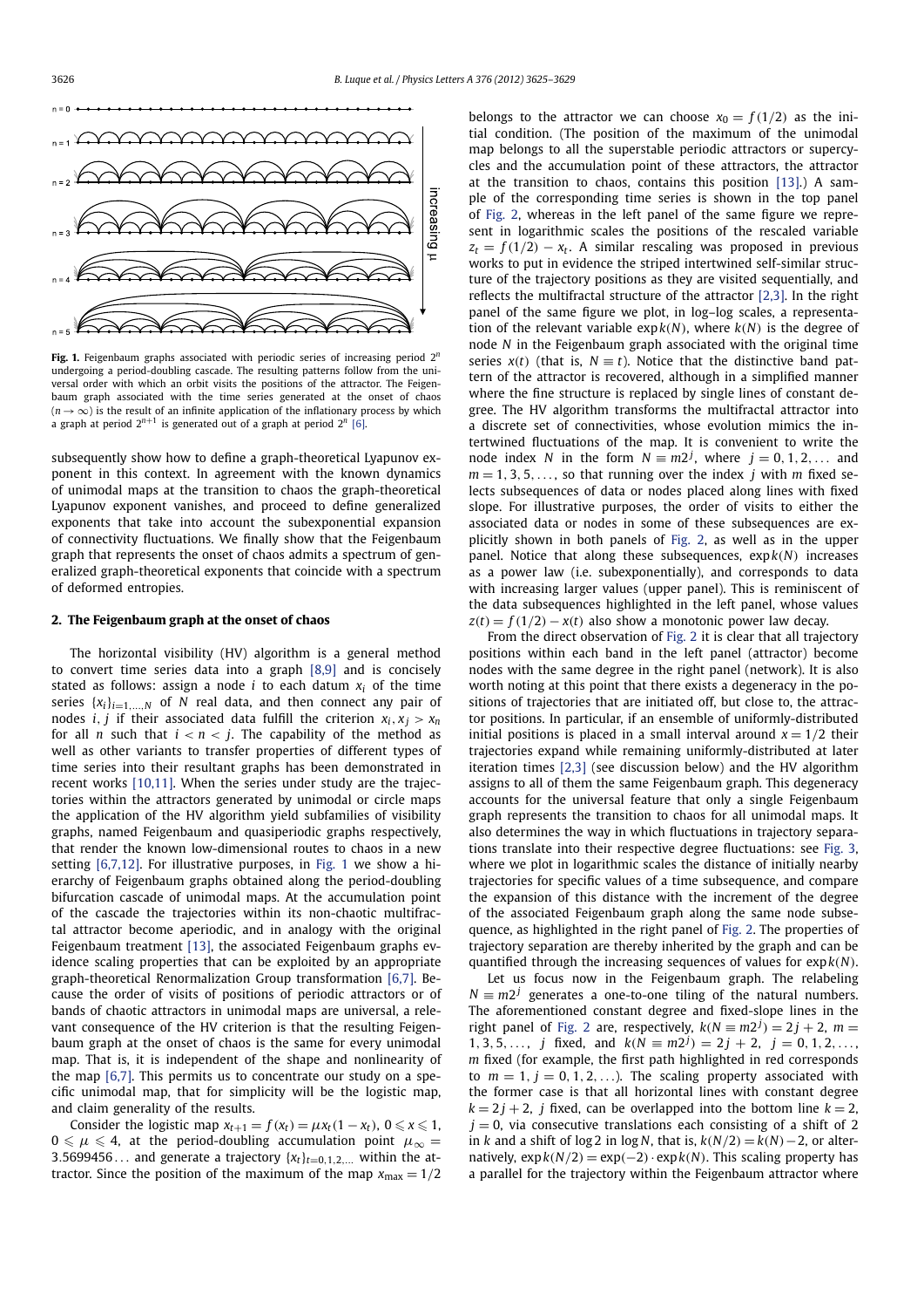Fig. 1. Feigenbaum graphs associated with periodic series of increasing period $2^n$ undergoing a period-doubling cascade. The resulting patterns follow from the universal order with which an orbit visits the positions of the attractor. The Feigenbaum graph associated with the time series generated at the onset of chaos ($n \to \infty$) is the result of an infinite application of the inflationary process by which a graph at period $2^{n+1}$ is generated out of a graph at period $2^n$ [6].

subsequently show how to define a graph-theoretical Lyapunov exponent in this context. In agreement with the known dynamics of unimodal maps at the transition to chaos the graph-theoretical Lyapunov exponent vanishes, and proceed to define generalized exponents that take into account the subexponential expansion of connectivity fluctuations. We finally show that the Feigenbaum graph that represents the onset of chaos admits a spectrum of generalized graph-theoretical exponents that coincide with a spectrum of deformed entropies.

## 2. The Feigenbaum graph at the onset of chaos

The horizontal visibility (HV) algorithm is a general method to convert time series data into a graph [8,9] and is concisely stated as follows: assign a node $i$ to each datum $x_i$ of the time series $\{x_i\}_{i=1,\dots,N}$ of $N$ real data, and then connect any pair of nodes $i, j$ if their associated data fulfill the criterion $x_i, x_j > x_n$ for all $n$ such that $i < n < j$. The capability of the method as well as other variants to transfer properties of different types of time series into their resultant graphs has been demonstrated in recent works [10,11]. When the series under study are the trajectories within the attractors generated by unimodal or circle maps the application of the HV algorithm yield subfamilies of visibility graphs, named Feigenbaum and quasiperiodic graphs respectively, that render the known low-dimensional routes to chaos in a new setting [6,7,12]. For illustrative purposes, in Fig. 1 we show a hierarchy of Feigenbaum graphs obtained along the period-doubling bifurcation cascade of unimodal maps. At the accumulation point of the cascade the trajectories within its non-chaotic multifractal attractor become aperiodic, and in analogy with the original Feigenbaum treatment [13], the associated Feigenbaum graphs evidence scaling properties that can be exploited by an appropriate graph-theoretical Renormalization Group transformation [6,7]. Because the order of visits of positions of periodic attractors or of bands of chaotic attractors in unimodal maps are universal, a relevant consequence of the HV criterion is that the resulting Feigenbaum graph at the onset of chaos is the same for every unimodal map. That is, it is independent of the shape and nonlinearity of the map [6,7]. This permits us to concentrate our study on a specific unimodal map, that for simplicity will be the logistic map, and claim generality of the results.

Consider the logistic map $x_{t+1} = f(x_t) = \mu x_t(1 - x_t)$, $0 \leqslant x \leqslant 1$, $0 \leqslant \mu \leqslant 4$, at the period-doubling accumulation point $\mu_\infty = 3.5699456\dots$ and generate a trajectory $\{x_t\}_{t=0,1,2,\dots}$ within the attractor. Since the position of the maximum of the map $x_{\max} = 1/2$ belongs to the attractor we can choose $x_0 = f(1/2)$ as the initial condition. (The position of the maximum of the unimodal map belongs to all the superstable periodic attractors or supercycles and the accumulation point of these attractors, the attractor at the transition to chaos, contains this position [13].) A sample of the corresponding time series is shown in the top panel of Fig. 2, whereas in the left panel of the same figure we represent in logarithmic scales the positions of the rescaled variable $z_t = f(1/2) - x_t$. A similar rescaling was proposed in previous works to put in evidence the striped intertwined self-similar structure of the trajectory positions as they are visited sequentially, and reflects the multifractal structure of the attractor [2,3]. In the right panel of the same figure we plot, in log–log scales, a representation of the relevant variable $\exp k(N)$, where $k(N)$ is the degree of node $N$ in the Feigenbaum graph associated with the original time series $x(t)$ (that is, $N \equiv t$). Notice that the distinctive band pattern of the attractor is recovered, although in a simplified manner where the fine structure is replaced by single lines of constant degree. The HV algorithm transforms the multifractal attractor into a discrete set of connectivities, whose evolution mimics the intertwined fluctuations of the map. It is convenient to write the node index $N$ in the form $N \equiv m2^j$, where $j = 0, 1, 2, \dots$ and $m = 1, 3, 5, \dots$, so that running over the index $j$ with $m$ fixed selects subsequences of data or nodes placed along lines with fixed slope. For illustrative purposes, the order of visits to either the associated data or nodes in some of these subsequences are explicitly shown in both panels of Fig. 2, as well as in the upper panel. Notice that along these subsequences, $\exp k(N)$ increases as a power law (i.e. subexponentially), and corresponds to data with increasing larger values (upper panel). This is reminiscent of the data subsequences highlighted in the left panel, whose values $z(t) = f(1/2) - x(t)$ also show a monotonic power law decay.

From the direct observation of Fig. 2 it is clear that all trajectory positions within each band in the left panel (attractor) become nodes with the same degree in the right panel (network). It is also worth noting at this point that there exists a degeneracy in the positions of trajectories that are initiated off, but close to, the attractor positions. In particular, if an ensemble of uniformly-distributed initial positions is placed in a small interval around $x = 1/2$ their trajectories expand while remaining uniformly-distributed at later iteration times [2,3] (see discussion below) and the HV algorithm assigns to all of them the same Feigenbaum graph. This degeneracy accounts for the universal feature that only a single Feigenbaum graph represents the transition to chaos for all unimodal maps. It also determines the way in which fluctuations in trajectory separations translate into their respective degree fluctuations: see Fig. 3, where we plot in logarithmic scales the distance of initially nearby trajectories for specific values of a time subsequence, and compare the expansion of this distance with the increment of the degree of the associated Feigenbaum graph along the same node subsequence, as highlighted in the right panel of Fig. 2. The properties of trajectory separation are thereby inherited by the graph and can be quantified through the increasing sequences of values for $\exp k(N)$.

Let us focus now in the Feigenbaum graph. The relabeling $N \equiv m2^j$ generates a one-to-one tiling of the natural numbers. The aforementioned constant degree and fixed-slope lines in the right panel of Fig. 2 are, respectively, $k(N \equiv m2^j) = 2j + 2$, $m = 1, 3, 5, \dots$, $j$ fixed, and $k(N \equiv m2^j) = 2j + 2$, $j = 0, 1, 2, \dots$, $m$ fixed (for example, the first path highlighted in red corresponds to $m = 1$, $j = 0, 1, 2, \dots$). The scaling property associated with the former case is that all horizontal lines with constant degree $k = 2j + 2$, $j$ fixed, can be overlapped into the bottom line $k = 2$, $j = 0$, via consecutive translations each consisting of a shift of 2 in $k$ and a shift of $\log 2$ in $\log N$, that is, $k(N/2) = k(N) - 2$, or alternatively, $\exp k(N/2) = \exp(-2) \cdot \exp k(N)$. This scaling property has a parallel for the trajectory within the Feigenbaum attractor where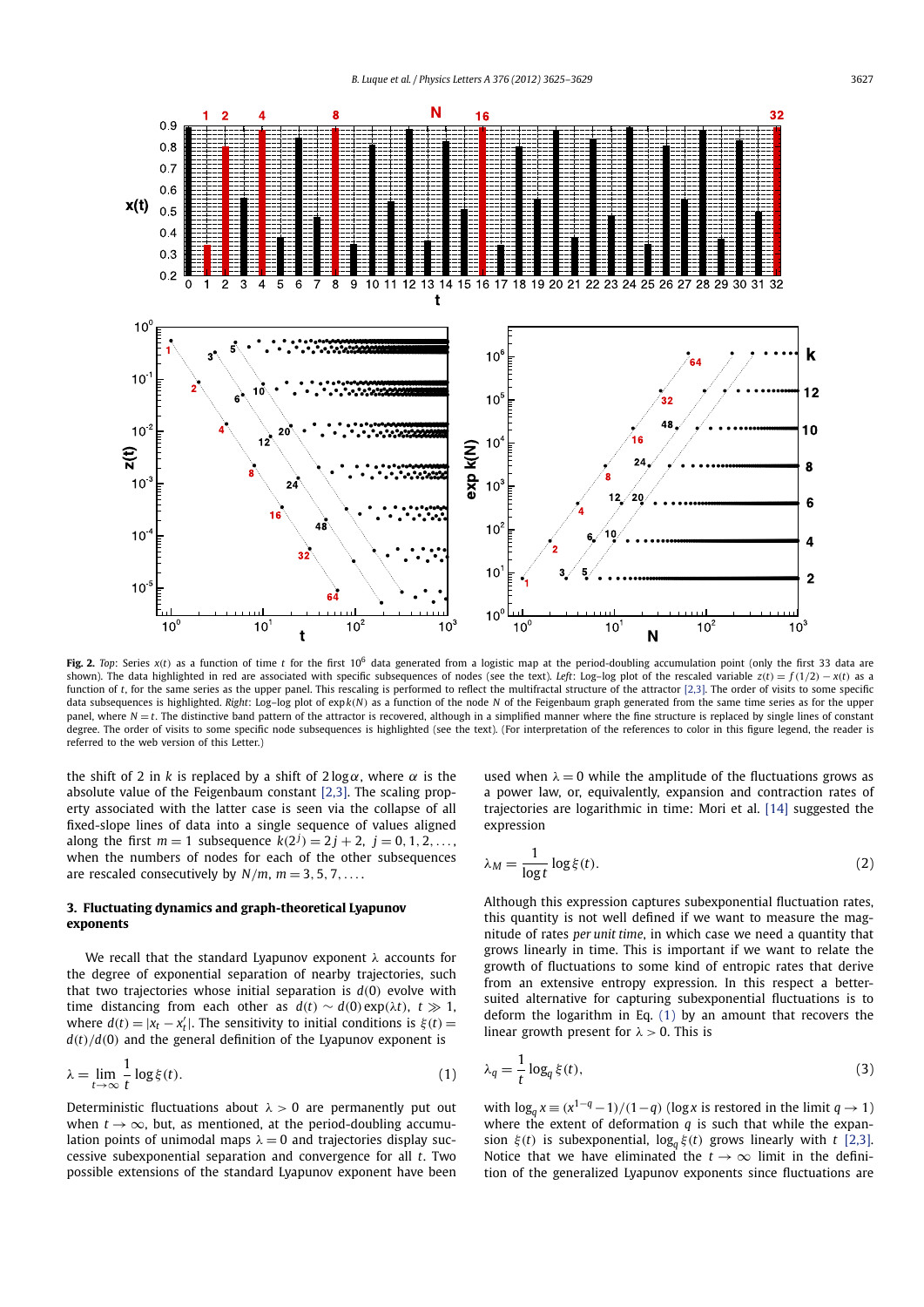**Fig. 2.** *Top*: Series $x(t)$ as a function of time $t$ for the first $10^6$ data generated from a logistic map at the period-doubling accumulation point (only the first 33 data are shown). The data highlighted in red are associated with specific subsequences of nodes (see the text). *Left*: Log–log plot of the rescaled variable $z(t) = f(1/2) - x(t)$ as a function of $t$, for the same series as the upper panel. This rescaling is performed to reflect the multifractal structure of the attractor [2,3]. The order of visits to some specific data subsequences is highlighted. *Right*: Log–log plot of $\exp k(N)$ as a function of the node $N$ of the Feigenbaum graph generated from the same time series as for the upper panel, where $N = t$. The distinctive band pattern of the attractor is recovered, although in a simplified manner where the fine structure is replaced by single lines of constant degree. The order of visits to some specific node subsequences is highlighted (see the text). (For interpretation of the references to color in this figure legend, the reader is referred to the web version of this Letter.)

the shift of 2 in $k$ is replaced by a shift of $2\log\alpha$, where $\alpha$ is the absolute value of the Feigenbaum constant [2,3]. The scaling property associated with the latter case is seen via the collapse of all fixed-slope lines of data into a single sequence of values aligned along the first $m = 1$ subsequence $k(2^j) = 2j + 2$, $j = 0, 1, 2, \ldots$, when the numbers of nodes for each of the other subsequences are rescaled consecutively by $N/m$, $m = 3, 5, 7, \ldots$.

## 3. Fluctuating dynamics and graph-theoretical Lyapunov exponents

We recall that the standard Lyapunov exponent $\lambda$ accounts for the degree of exponential separation of nearby trajectories, such that two trajectories whose initial separation is $d(0)$ evolve with time distancing from each other as $d(t) \sim d(0)\exp(\lambda t)$, $t \gg 1$, where $d(t) = |x_t - x'_t|$. The sensitivity to initial conditions is $\xi(t) = d(t)/d(0)$ and the general definition of the Lyapunov exponent is

$$\lambda = \lim_{t\to\infty} \frac{1}{t} \log \xi(t). \tag{1}$$

Deterministic fluctuations about $\lambda > 0$ are permanently put out when $t \to \infty$, but, as mentioned, at the period-doubling accumulation points of unimodal maps $\lambda = 0$ and trajectories display successive subexponential separation and convergence for all $t$. Two possible extensions of the standard Lyapunov exponent have been used when $\lambda = 0$ while the amplitude of the fluctuations grows as a power law, or, equivalently, expansion and contraction rates of trajectories are logarithmic in time: Mori et al. [14] suggested the expression

$$\lambda_M = \frac{1}{\log t} \log \xi(t). \tag{2}$$

Although this expression captures subexponential fluctuation rates, this quantity is not well defined if we want to measure the magnitude of rates *per unit time*, in which case we need a quantity that grows linearly in time. This is important if we want to relate the growth of fluctuations to some kind of entropic rates that derive from an extensive entropy expression. In this respect a better-suited alternative for capturing subexponential fluctuations is to deform the logarithm in Eq. (1) by an amount that recovers the linear growth present for $\lambda > 0$. This is

$$\lambda_q = \frac{1}{t} \log_q \xi(t), \tag{3}$$

with $\log_q x \equiv (x^{1-q} - 1)/(1-q)$ ($\log x$ is restored in the limit $q \to 1$) where the extent of deformation $q$ is such that while the expansion $\xi(t)$ is subexponential, $\log_q \xi(t)$ grows linearly with $t$ [2,3]. Notice that we have eliminated the $t \to \infty$ limit in the definition of the generalized Lyapunov exponents since fluctuations are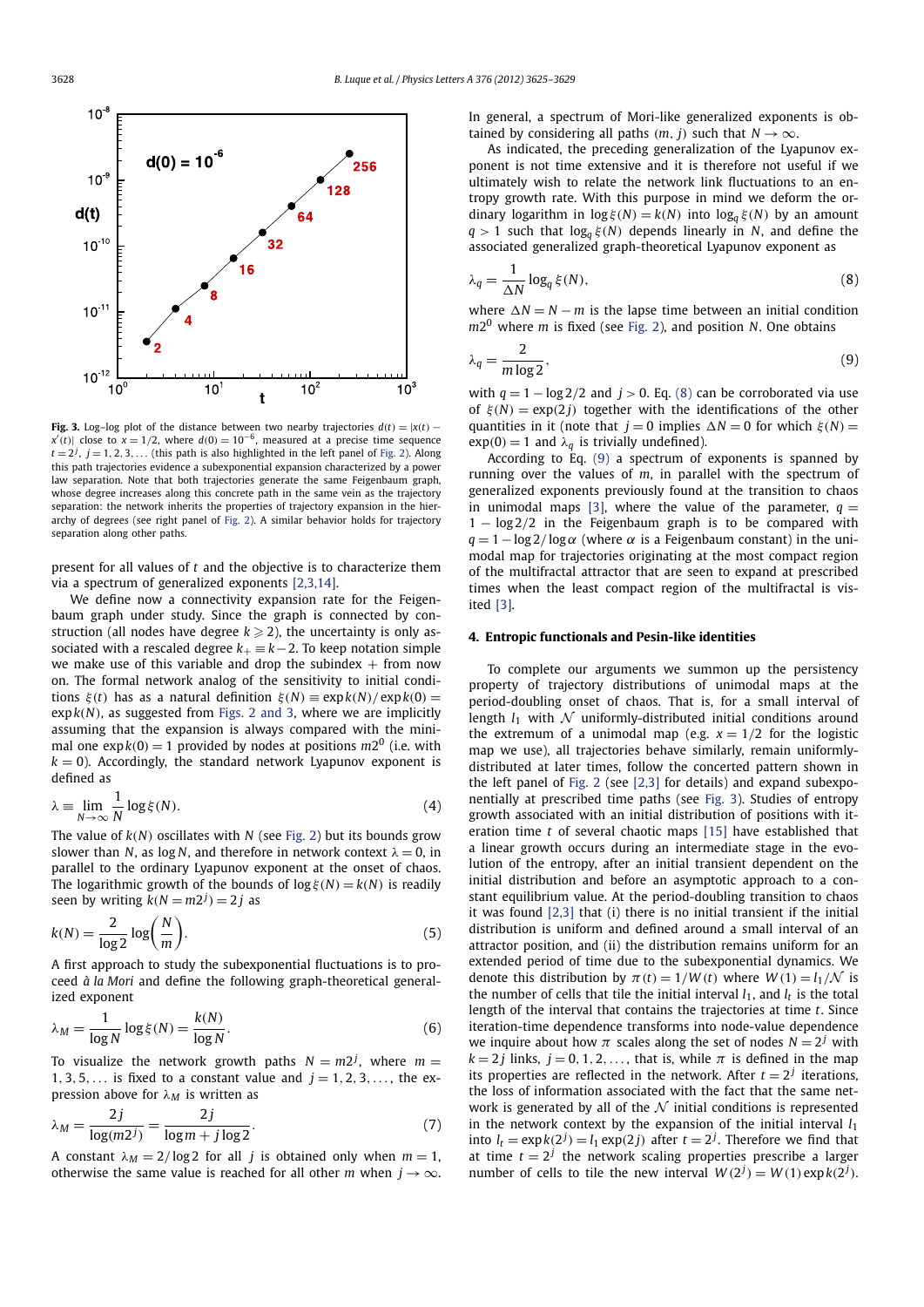**Fig. 3.** Log–log plot of the distance between two nearby trajectories $d(t) = |x(t) - x'(t)|$ close to $x = 1/2$, where $d(0) = 10^{-6}$, measured at a precise time sequence $t = 2^j$, $j = 1, 2, 3, \ldots$ (this path is also highlighted in the left panel of Fig. 2). Along this path trajectories evidence a subexponential expansion characterized by a power law separation. Note that both trajectories generate the same Feigenbaum graph, whose degree increases along this concrete path in the same vein as the trajectory separation: the network inherits the properties of trajectory expansion in the hierarchy of degrees (see right panel of Fig. 2). A similar behavior holds for trajectory separation along other paths.

present for all values of $t$ and the objective is to characterize them via a spectrum of generalized exponents [2,3,14].

We define now a connectivity expansion rate for the Feigenbaum graph under study. Since the graph is connected by construction (all nodes have degree $k \geqslant 2$), the uncertainty is only associated with a rescaled degree $k_+ \equiv k - 2$. To keep notation simple we make use of this variable and drop the subindex $+$ from now on. The formal network analog of the sensitivity to initial conditions $\xi(t)$ has as a natural definition $\xi(N) = \exp k(N)/\exp k(0) = \exp k(N)$, as suggested from Figs. 2 and 3, where we are implicitly assuming that the expansion is always compared with the minimal one $\exp k(0) = 1$ provided by nodes at positions $m2^0$ (i.e. with $k = 0$). Accordingly, the standard network Lyapunov exponent is defined as

$$\lambda \equiv \lim_{N\to\infty} \frac{1}{N} \log \xi(N). \tag{4}$$

The value of $k(N)$ oscillates with $N$ (see Fig. 2) but its bounds grow slower than $N$, as $\log N$, and therefore in network context $\lambda = 0$, in parallel to the ordinary Lyapunov exponent at the onset of chaos. The logarithmic growth of the bounds of $\log \xi(N) = k(N)$ is readily seen by writing $k(N = m2^j) = 2j$ as

$$k(N) = \frac{2}{\log 2} \log\left(\frac{N}{m}\right). \tag{5}$$

A first approach to study the subexponential fluctuations is to proceed *à la Mori* and define the following graph-theoretical generalized exponent

$$\lambda_M = \frac{1}{\log N} \log \xi(N) = \frac{k(N)}{\log N}. \tag{6}$$

To visualize the network growth paths $N = m2^j$, where $m = 1, 3, 5, \ldots$ is fixed to a constant value and $j = 1, 2, 3, \ldots$, the expression above for $\lambda_M$ is written as

$$\lambda_M = \frac{2j}{\log(m2^j)} = \frac{2j}{\log m + j \log 2}. \tag{7}$$

A constant $\lambda_M = 2/\log 2$ for all $j$ is obtained only when $m = 1$, otherwise the same value is reached for all other $m$ when $j \to \infty$. In general, a spectrum of Mori-like generalized exponents is obtained by considering all paths $(m, j)$ such that $N \to \infty$.

As indicated, the preceding generalization of the Lyapunov exponent is not time extensive and it is therefore not useful if we ultimately wish to relate the network link fluctuations to an entropy growth rate. With this purpose in mind we deform the ordinary logarithm in $\log \xi(N) = k(N)$ into $\log_q \xi(N)$ by an amount $q > 1$ such that $\log_q \xi(N)$ depends linearly in $N$, and define the associated generalized graph-theoretical Lyapunov exponent as

$$\lambda_q = \frac{1}{\Delta N} \log_q \xi(N), \tag{8}$$

where $\Delta N = N - m$ is the lapse time between an initial condition $m2^0$ where $m$ is fixed (see Fig. 2), and position $N$. One obtains

$$\lambda_q = \frac{2}{m \log 2}, \tag{9}$$

with $q = 1 - \log 2/2$ and $j > 0$. Eq. (8) can be corroborated via use of $\xi(N) = \exp(2j)$ together with the identifications of the other quantities in it (note that $j = 0$ implies $\Delta N = 0$ for which $\xi(N) = \exp(0) = 1$ and $\lambda_q$ is trivially undefined).

According to Eq. (9) a spectrum of exponents is spanned by running over the values of $m$, in parallel with the spectrum of generalized exponents previously found at the transition to chaos in unimodal maps [3], where the value of the parameter, $q = 1 - \log 2/2$ in the Feigenbaum graph is to be compared with $q = 1 - \log 2/\log \alpha$ (where $\alpha$ is a Feigenbaum constant) in the unimodal map for trajectories originating at the most compact region of the multifractal attractor that are seen to expand at prescribed times when the least compact region of the multifractal is visited [3].

## 4. Entropic functionals and Pesin-like identities

To complete our arguments we summon up the persistency property of trajectory distributions of unimodal maps at the period-doubling onset of chaos. That is, for a small interval of length $l_1$ with $\mathcal{N}$ uniformly-distributed initial conditions around the extremum of a unimodal map (e.g. $x = 1/2$ for the logistic map we use), all trajectories behave similarly, remain uniformly-distributed at later times, follow the concerted pattern shown in the left panel of Fig. 2 (see [2,3] for details) and expand subexponentially at prescribed time paths (see Fig. 3). Studies of entropy growth associated with an initial distribution of positions with iteration time $t$ of several chaotic maps [15] have established that a linear growth occurs during an intermediate stage in the evolution of the entropy, after an initial transient dependent on the initial distribution and before an asymptotic approach to a constant equilibrium value. At the period-doubling transition to chaos it was found [2,3] that (i) there is no initial transient if the initial distribution is uniform and defined around a small interval of an attractor position, and (ii) the distribution remains uniform for an extended period of time due to the subexponential dynamics. We denote this distribution by $\pi(t) = 1/W(t)$ where $W(1) = l_1/\mathcal{N}$ is the number of cells that tile the initial interval $l_1$, and $l_t$ is the total length of the interval that contains the trajectories at time $t$. Since iteration-time dependence transforms into node-value dependence we inquire about how $\pi$ scales along the set of nodes $N = 2^j$ with $k = 2j$ links, $j = 0, 1, 2, \ldots$, that is, while $\pi$ is defined in the map its properties are reflected in the network. After $t = 2^j$ iterations, the loss of information associated with the fact that the same network is generated by all of the $\mathcal{N}$ initial conditions is represented in the network context by the expansion of the initial interval $l_1$ into $l_t = \exp k(2^j) = l_1 \exp(2j)$ after $t = 2^j$. Therefore we find that at time $t = 2^j$ the network scaling properties prescribe a larger number of cells to tile the new interval $W(2^j) = W(1) \exp k(2^j)$.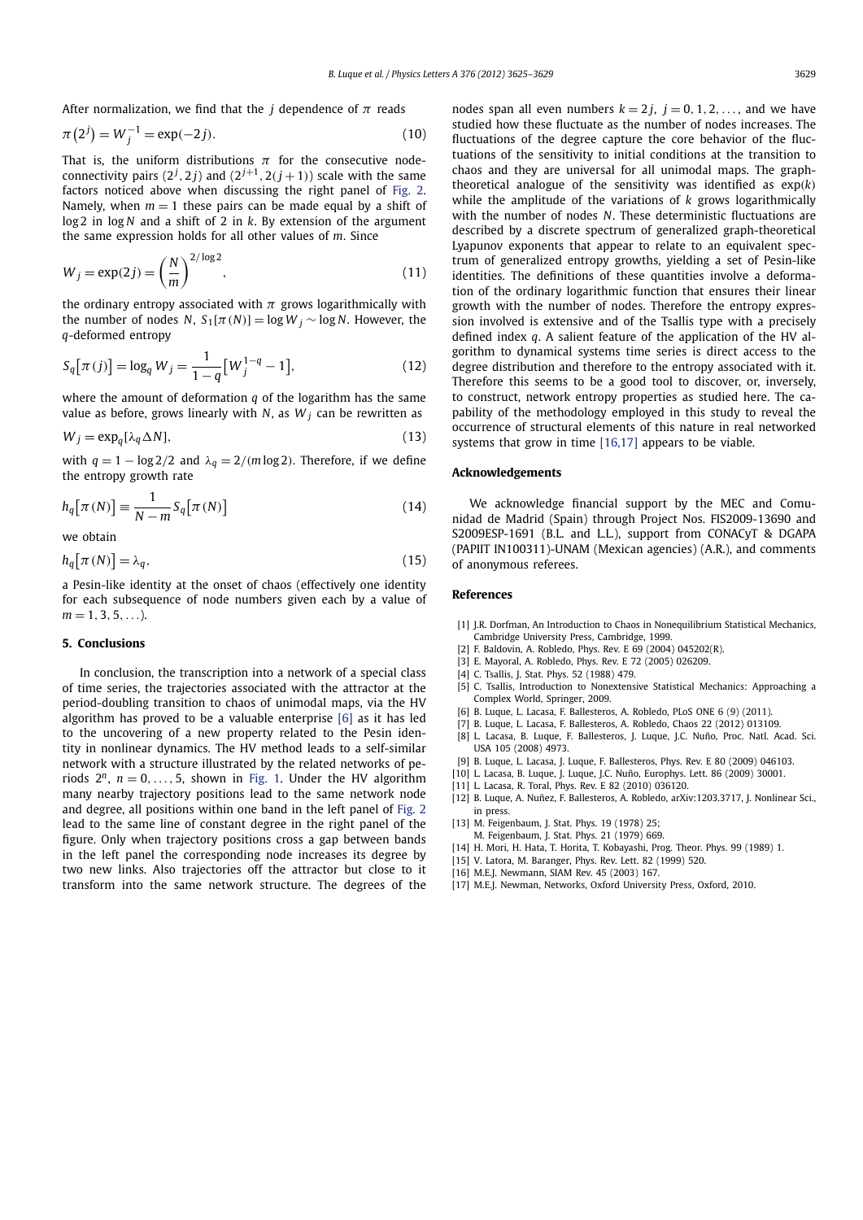After normalization, we find that the $j$ dependence of $\pi$ reads

$$\pi(2^j) = W_j^{-1} = \exp(-2j). \tag{10}$$

That is, the uniform distributions $\pi$ for the consecutive node-connectivity pairs $(2^j, 2j)$ and $(2^{j+1}, 2(j+1))$ scale with the same factors noticed above when discussing the right panel of Fig. 2. Namely, when $m = 1$ these pairs can be made equal by a shift of $\log 2$ in $\log N$ and a shift of 2 in $k$. By extension of the argument the same expression holds for all other values of $m$. Since

$$W_j = \exp(2j) = \left(\frac{N}{m}\right)^{2/\log 2}, \tag{11}$$

the ordinary entropy associated with $\pi$ grows logarithmically with the number of nodes $N$, $S_1[\pi(N)] = \log W_j \sim \log N$. However, the $q$-deformed entropy

$$S_q[\pi(j)] = \log_q W_j = \frac{1}{1-q}\left[W_j^{1-q} - 1\right], \tag{12}$$

where the amount of deformation $q$ of the logarithm has the same value as before, grows linearly with $N$, as $W_j$ can be rewritten as

$$W_j = \exp_q[\lambda_q \Delta N], \tag{13}$$

with $q = 1 - \log 2/2$ and $\lambda_q = 2/(m \log 2)$. Therefore, if we define the entropy growth rate

$$h_q[\pi(N)] \equiv \frac{1}{N-m} S_q[\pi(N)] \tag{14}$$

we obtain

$$h_q[\pi(N)] = \lambda_q, \tag{15}$$

a Pesin-like identity at the onset of chaos (effectively one identity for each subsequence of node numbers given each by a value of $m = 1, 3, 5, \ldots$).

## 5. Conclusions

In conclusion, the transcription into a network of a special class of time series, the trajectories associated with the attractor at the period-doubling transition to chaos of unimodal maps, via the HV algorithm has proved to be a valuable enterprise [6] as it has led to the uncovering of a new property related to the Pesin identity in nonlinear dynamics. The HV method leads to a self-similar network with a structure illustrated by the related networks of periods $2^n$, $n = 0, \ldots, 5$, shown in Fig. 1. Under the HV algorithm many nearby trajectory positions lead to the same network node and degree, all positions within one band in the left panel of Fig. 2 lead to the same line of constant degree in the right panel of the figure. Only when trajectory positions cross a gap between bands in the left panel the corresponding node increases its degree by two new links. Also trajectories off the attractor but close to it transform into the same network structure. The degrees of the nodes span all even numbers $k = 2j$, $j = 0, 1, 2, \ldots,$ and we have studied how these fluctuate as the number of nodes increases. The fluctuations of the degree capture the core behavior of the fluctuations of the sensitivity to initial conditions at the transition to chaos and they are universal for all unimodal maps. The graph-theoretical analogue of the sensitivity was identified as $\exp(k)$ while the amplitude of the variations of $k$ grows logarithmically with the number of nodes $N$. These deterministic fluctuations are described by a discrete spectrum of generalized graph-theoretical Lyapunov exponents that appear to relate to an equivalent spectrum of generalized entropy growths, yielding a set of Pesin-like identities. The definitions of these quantities involve a deformation of the ordinary logarithmic function that ensures their linear growth with the number of nodes. Therefore the entropy expression involved is extensive and of the Tsallis type with a precisely defined index $q$. A salient feature of the application of the HV algorithm to dynamical systems time series is direct access to the degree distribution and therefore to the entropy associated with it. Therefore this seems to be a good tool to discover, or, inversely, to construct, network entropy properties as studied here. The capability of the methodology employed in this study to reveal the occurrence of structural elements of this nature in real networked systems that grow in time [16,17] appears to be viable.

## Acknowledgements

We acknowledge financial support by the MEC and Comunidad de Madrid (Spain) through Project Nos. FIS2009-13690 and S2009ESP-1691 (B.L. and L.L.), support from CONACyT & DGAPA (PAPIIT IN100311)-UNAM (Mexican agencies) (A.R.), and comments of anonymous referees.

## References

[1] J.R. Dorfman, An Introduction to Chaos in Nonequilibrium Statistical Mechanics, Cambridge University Press, Cambridge, 1999.
[2] F. Baldovin, A. Robledo, Phys. Rev. E 69 (2004) 045202(R).
[3] E. Mayoral, A. Robledo, Phys. Rev. E 72 (2005) 026209.
[4] C. Tsallis, J. Stat. Phys. 52 (1988) 479.
[5] C. Tsallis, Introduction to Nonextensive Statistical Mechanics: Approaching a Complex World, Springer, 2009.
[6] B. Luque, L. Lacasa, F. Ballesteros, A. Robledo, PLoS ONE 6 (9) (2011).
[7] B. Luque, L. Lacasa, F. Ballesteros, A. Robledo, Chaos 22 (2012) 013109.
[8] L. Lacasa, B. Luque, F. Ballesteros, J. Luque, J.C. Nuño, Proc. Natl. Acad. Sci. USA 105 (2008) 4973.
[9] B. Luque, L. Lacasa, J. Luque, F. Ballesteros, Phys. Rev. E 80 (2009) 046103.
[10] L. Lacasa, B. Luque, J. Luque, J.C. Nuño, Europhys. Lett. 86 (2009) 30001.
[11] L. Lacasa, R. Toral, Phys. Rev. E 82 (2010) 036120.
[12] B. Luque, A. Nuñez, F. Ballesteros, A. Robledo, arXiv:1203.3717, J. Nonlinear Sci., in press.
[13] M. Feigenbaum, J. Stat. Phys. 19 (1978) 25;
M. Feigenbaum, J. Stat. Phys. 21 (1979) 669.
[14] H. Mori, H. Hata, T. Horita, T. Kobayashi, Prog. Theor. Phys. 99 (1989) 1.
[15] V. Latora, M. Baranger, Phys. Rev. Lett. 82 (1999) 520.
[16] M.E.J. Newmann, SIAM Rev. 45 (2003) 167.
[17] M.E.J. Newman, Networks, Oxford University Press, Oxford, 2010.